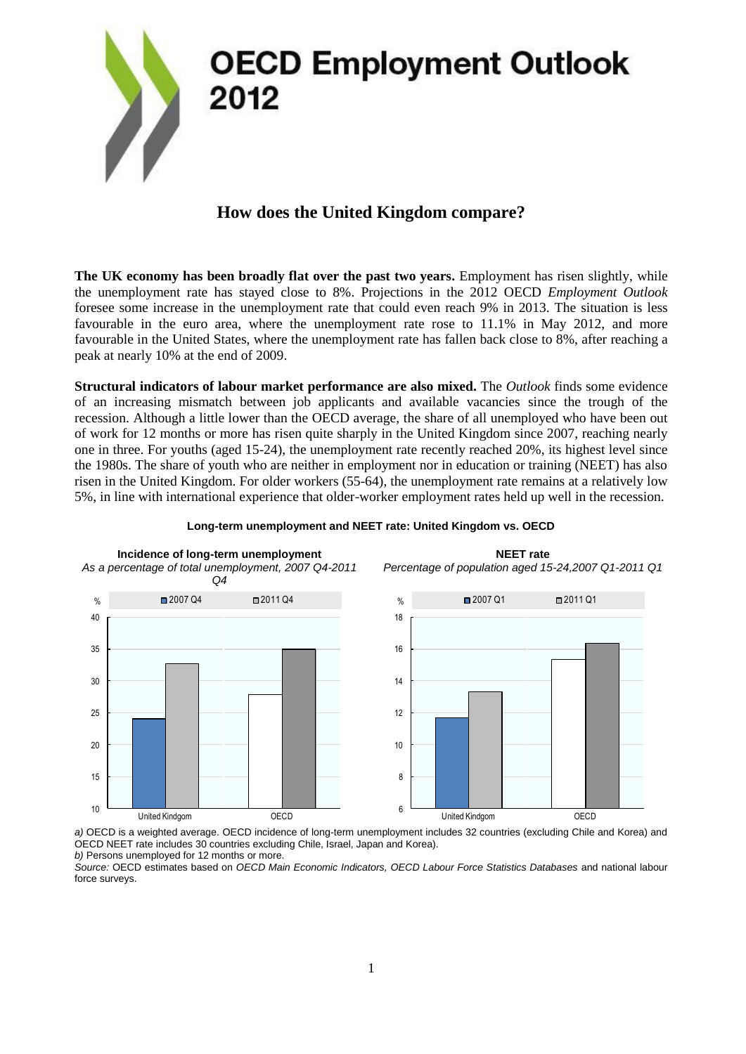# OECD Employment Outlook 2012

## How does the United Kingdom compare?

**The UK economy has been broadly flat over the past two years.** Employment has risen slightly, while the unemployment rate has stayed close to 8%. Projections in the 2012 OECD *Employment Outlook* foresee some increase in the unemployment rate that could even reach 9% in 2013. The situation is less favourable in the euro area, where the unemployment rate rose to 11.1% in May 2012, and more favourable in the United States, where the unemployment rate has fallen back close to 8%, after reaching a peak at nearly 10% at the end of 2009.

**Structural indicators of labour market performance are also mixed.** The *Outlook* finds some evidence of an increasing mismatch between job applicants and available vacancies since the trough of the recession. Although a little lower than the OECD average, the share of all unemployed who have been out of work for 12 months or more has risen quite sharply in the United Kingdom since 2007, reaching nearly one in three. For youths (aged 15-24), the unemployment rate recently reached 20%, its highest level since the 1980s. The share of youth who are neither in employment nor in education or training (NEET) has also risen in the United Kingdom. For older workers (55-64), the unemployment rate remains at a relatively low 5%, in line with international experience that older-worker employment rates held up well in the recession.

**Long-term unemployment and NEET rate: United Kingdom vs. OECD**

**Incidence of long-term unemployment**
*As a percentage of total unemployment, 2007 Q4-2011 Q4*

**NEET rate**
*Percentage of population aged 15-24,2007 Q1-2011 Q1*

*a)* OECD is a weighted average. OECD incidence of long-term unemployment includes 32 countries (excluding Chile and Korea) and OECD NEET rate includes 30 countries excluding Chile, Israel, Japan and Korea).
*b)* Persons unemployed for 12 months or more.
*Source:* OECD estimates based on *OECD Main Economic Indicators, OECD Labour Force Statistics Databases* and national labour force surveys.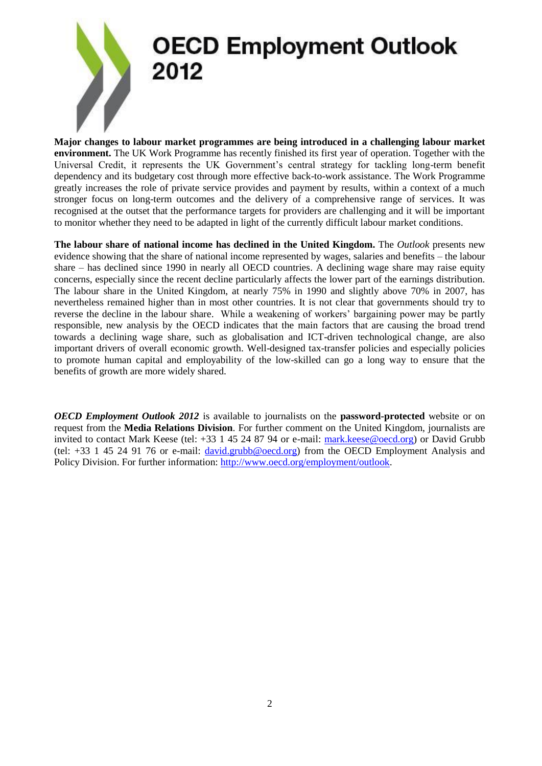# OECD Employment Outlook 2012

**Major changes to labour market programmes are being introduced in a challenging labour market environment.** The UK Work Programme has recently finished its first year of operation. Together with the Universal Credit, it represents the UK Government's central strategy for tackling long-term benefit dependency and its budgetary cost through more effective back-to-work assistance. The Work Programme greatly increases the role of private service provides and payment by results, within a context of a much stronger focus on long-term outcomes and the delivery of a comprehensive range of services. It was recognised at the outset that the performance targets for providers are challenging and it will be important to monitor whether they need to be adapted in light of the currently difficult labour market conditions.

**The labour share of national income has declined in the United Kingdom.** The *Outlook* presents new evidence showing that the share of national income represented by wages, salaries and benefits – the labour share – has declined since 1990 in nearly all OECD countries. A declining wage share may raise equity concerns, especially since the recent decline particularly affects the lower part of the earnings distribution. The labour share in the United Kingdom, at nearly 75% in 1990 and slightly above 70% in 2007, has nevertheless remained higher than in most other countries. It is not clear that governments should try to reverse the decline in the labour share. While a weakening of workers' bargaining power may be partly responsible, new analysis by the OECD indicates that the main factors that are causing the broad trend towards a declining wage share, such as globalisation and ICT-driven technological change, are also important drivers of overall economic growth. Well-designed tax-transfer policies and especially policies to promote human capital and employability of the low-skilled can go a long way to ensure that the benefits of growth are more widely shared.

***OECD Employment Outlook 2012*** is available to journalists on the **password-protected** website or on request from the **Media Relations Division**. For further comment on the United Kingdom, journalists are invited to contact Mark Keese (tel: +33 1 45 24 87 94 or e-mail: mark.keese@oecd.org) or David Grubb (tel: +33 1 45 24 91 76 or e-mail: david.grubb@oecd.org) from the OECD Employment Analysis and Policy Division. For further information: http://www.oecd.org/employment/outlook.